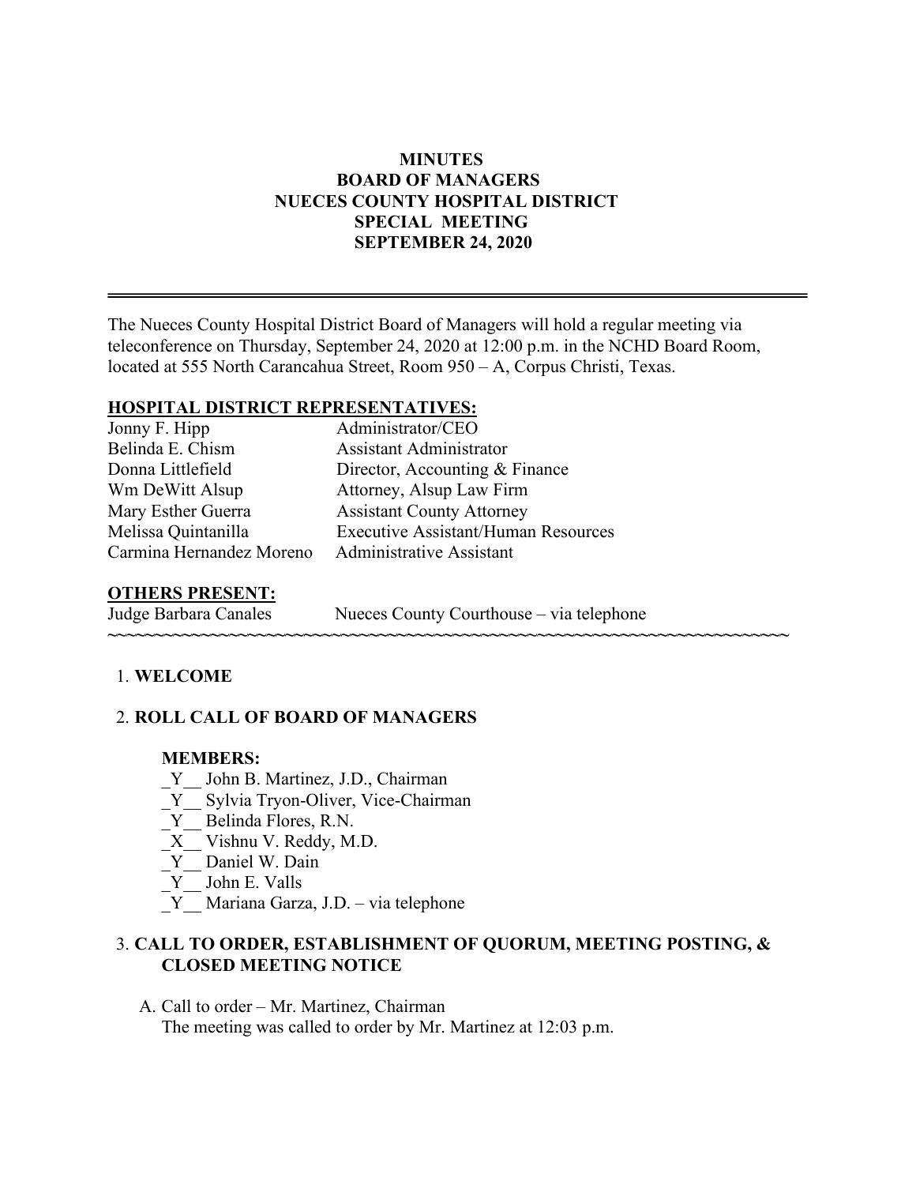# MINUTES
## BOARD OF MANAGERS
## NUECES COUNTY HOSPITAL DISTRICT
## SPECIAL MEETING
## SEPTEMBER 24, 2020

---

The Nueces County Hospital District Board of Managers will hold a regular meeting via teleconference on Thursday, September 24, 2020 at 12:00 p.m. in the NCHD Board Room, located at 555 North Carancahua Street, Room 950 – A, Corpus Christi, Texas.

**HOSPITAL DISTRICT REPRESENTATIVES:**

| | |
|---|---|
| Jonny F. Hipp | Administrator/CEO |
| Belinda E. Chism | Assistant Administrator |
| Donna Littlefield | Director, Accounting & Finance |
| Wm DeWitt Alsup | Attorney, Alsup Law Firm |
| Mary Esther Guerra | Assistant County Attorney |
| Melissa Quintanilla | Executive Assistant/Human Resources |
| Carmina Hernandez Moreno | Administrative Assistant |

**OTHERS PRESENT:**

Judge Barbara Canales  Nueces County Courthouse – via telephone

~~~~~~~~~~~~~~~~~~~~~~~~~~~~~~~~~~~~~~~~~~~~~~~~~~~~~~~~~~~~~~~~~~~~~~~~~~~~

1. **WELCOME**

2. **ROLL CALL OF BOARD OF MANAGERS**

   **MEMBERS:**

   _Y__ John B. Martinez, J.D., Chairman
   _Y__ Sylvia Tryon-Oliver, Vice-Chairman
   _Y__ Belinda Flores, R.N.
   _X__ Vishnu V. Reddy, M.D.
   _Y__ Daniel W. Dain
   _Y__ John E. Valls
   _Y__ Mariana Garza, J.D. – via telephone

3. **CALL TO ORDER, ESTABLISHMENT OF QUORUM, MEETING POSTING, & CLOSED MEETING NOTICE**

   A. Call to order – Mr. Martinez, Chairman
   The meeting was called to order by Mr. Martinez at 12:03 p.m.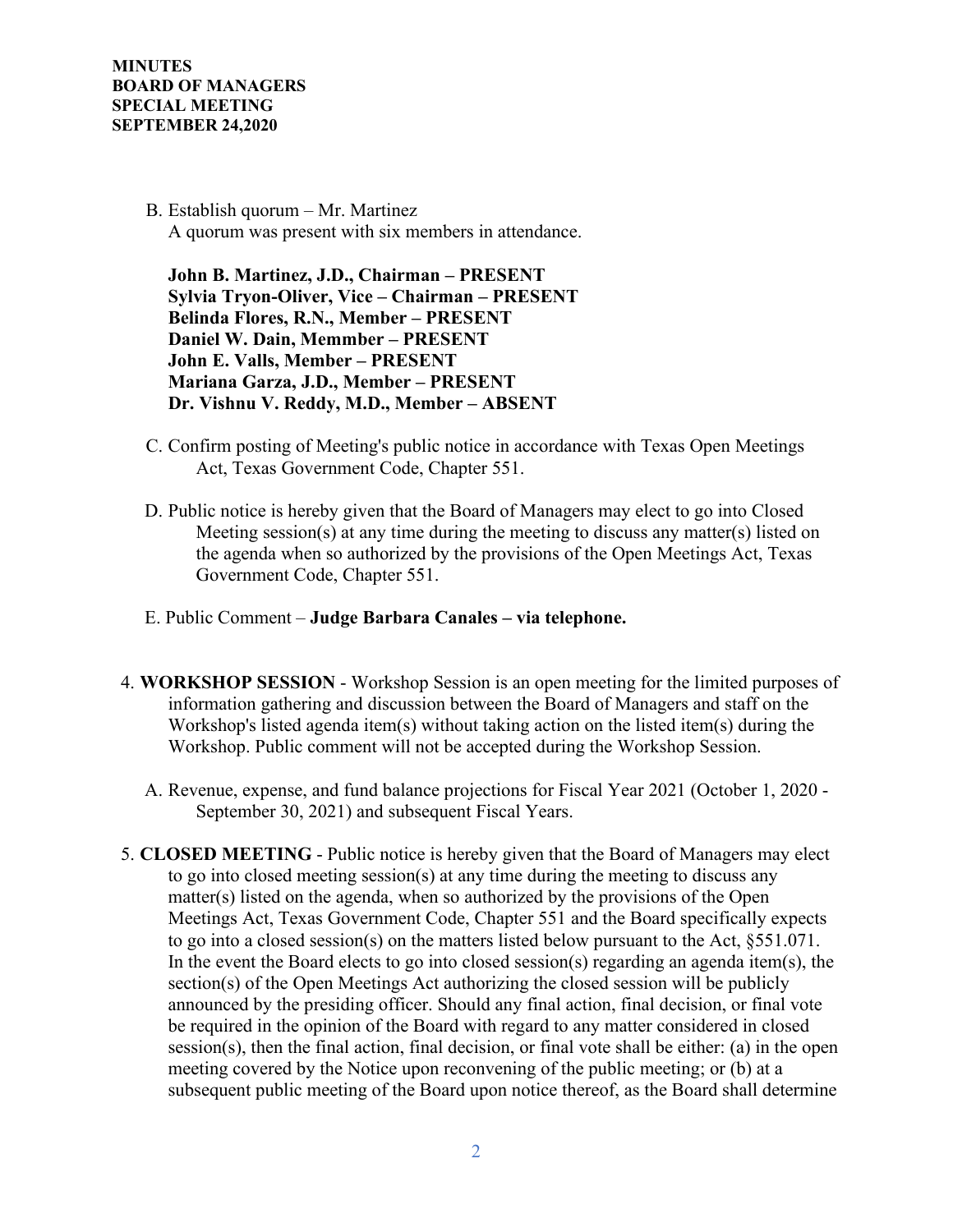**MINUTES**
**BOARD OF MANAGERS**
**SPECIAL MEETING**
**SEPTEMBER 24,2020**

B. Establish quorum – Mr. Martinez
A quorum was present with six members in attendance.

**John B. Martinez, J.D., Chairman – PRESENT**
**Sylvia Tryon-Oliver, Vice – Chairman – PRESENT**
**Belinda Flores, R.N., Member – PRESENT**
**Daniel W. Dain, Memmber – PRESENT**
**John E. Valls, Member – PRESENT**
**Mariana Garza, J.D., Member – PRESENT**
**Dr. Vishnu V. Reddy, M.D., Member – ABSENT**

C. Confirm posting of Meeting's public notice in accordance with Texas Open Meetings Act, Texas Government Code, Chapter 551.

D. Public notice is hereby given that the Board of Managers may elect to go into Closed Meeting session(s) at any time during the meeting to discuss any matter(s) listed on the agenda when so authorized by the provisions of the Open Meetings Act, Texas Government Code, Chapter 551.

E. Public Comment – **Judge Barbara Canales – via telephone.**

4. **WORKSHOP SESSION** - Workshop Session is an open meeting for the limited purposes of information gathering and discussion between the Board of Managers and staff on the Workshop's listed agenda item(s) without taking action on the listed item(s) during the Workshop. Public comment will not be accepted during the Workshop Session.

   A. Revenue, expense, and fund balance projections for Fiscal Year 2021 (October 1, 2020 - September 30, 2021) and subsequent Fiscal Years.

5. **CLOSED MEETING** - Public notice is hereby given that the Board of Managers may elect to go into closed meeting session(s) at any time during the meeting to discuss any matter(s) listed on the agenda, when so authorized by the provisions of the Open Meetings Act, Texas Government Code, Chapter 551 and the Board specifically expects to go into a closed session(s) on the matters listed below pursuant to the Act, §551.071. In the event the Board elects to go into closed session(s) regarding an agenda item(s), the section(s) of the Open Meetings Act authorizing the closed session will be publicly announced by the presiding officer. Should any final action, final decision, or final vote be required in the opinion of the Board with regard to any matter considered in closed session(s), then the final action, final decision, or final vote shall be either: (a) in the open meeting covered by the Notice upon reconvening of the public meeting; or (b) at a subsequent public meeting of the Board upon notice thereof, as the Board shall determine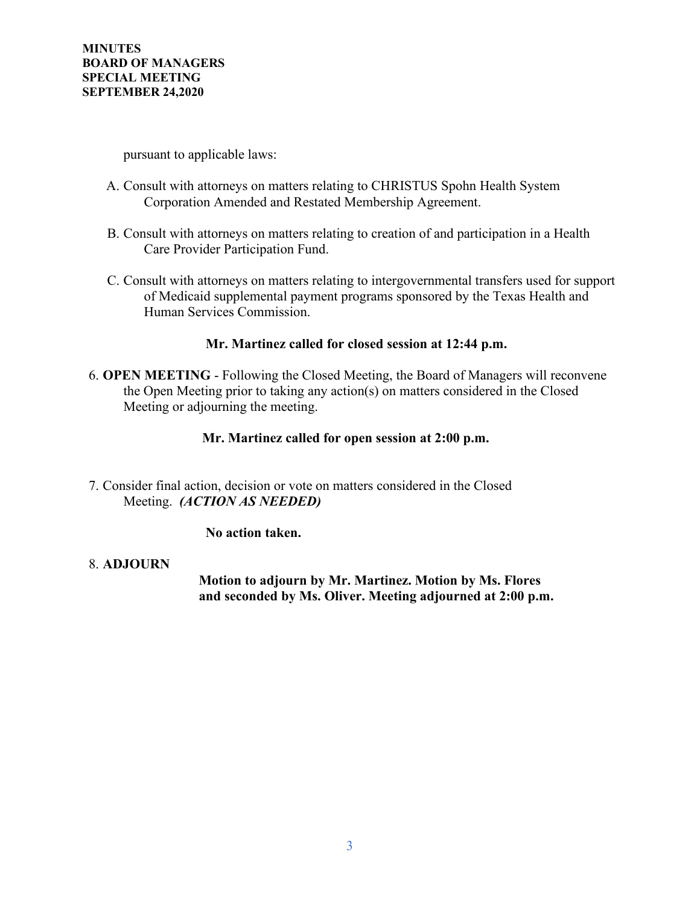pursuant to applicable laws:

A. Consult with attorneys on matters relating to CHRISTUS Spohn Health System Corporation Amended and Restated Membership Agreement.

B. Consult with attorneys on matters relating to creation of and participation in a Health Care Provider Participation Fund.

C. Consult with attorneys on matters relating to intergovernmental transfers used for support of Medicaid supplemental payment programs sponsored by the Texas Health and Human Services Commission.

**Mr. Martinez called for closed session at 12:44 p.m.**

6. **OPEN MEETING** - Following the Closed Meeting, the Board of Managers will reconvene the Open Meeting prior to taking any action(s) on matters considered in the Closed Meeting or adjourning the meeting.

**Mr. Martinez called for open session at 2:00 p.m.**

7. Consider final action, decision or vote on matters considered in the Closed Meeting. ***(ACTION AS NEEDED)***

**No action taken.**

8. **ADJOURN**

**Motion to adjourn by Mr. Martinez. Motion by Ms. Flores and seconded by Ms. Oliver. Meeting adjourned at 2:00 p.m.**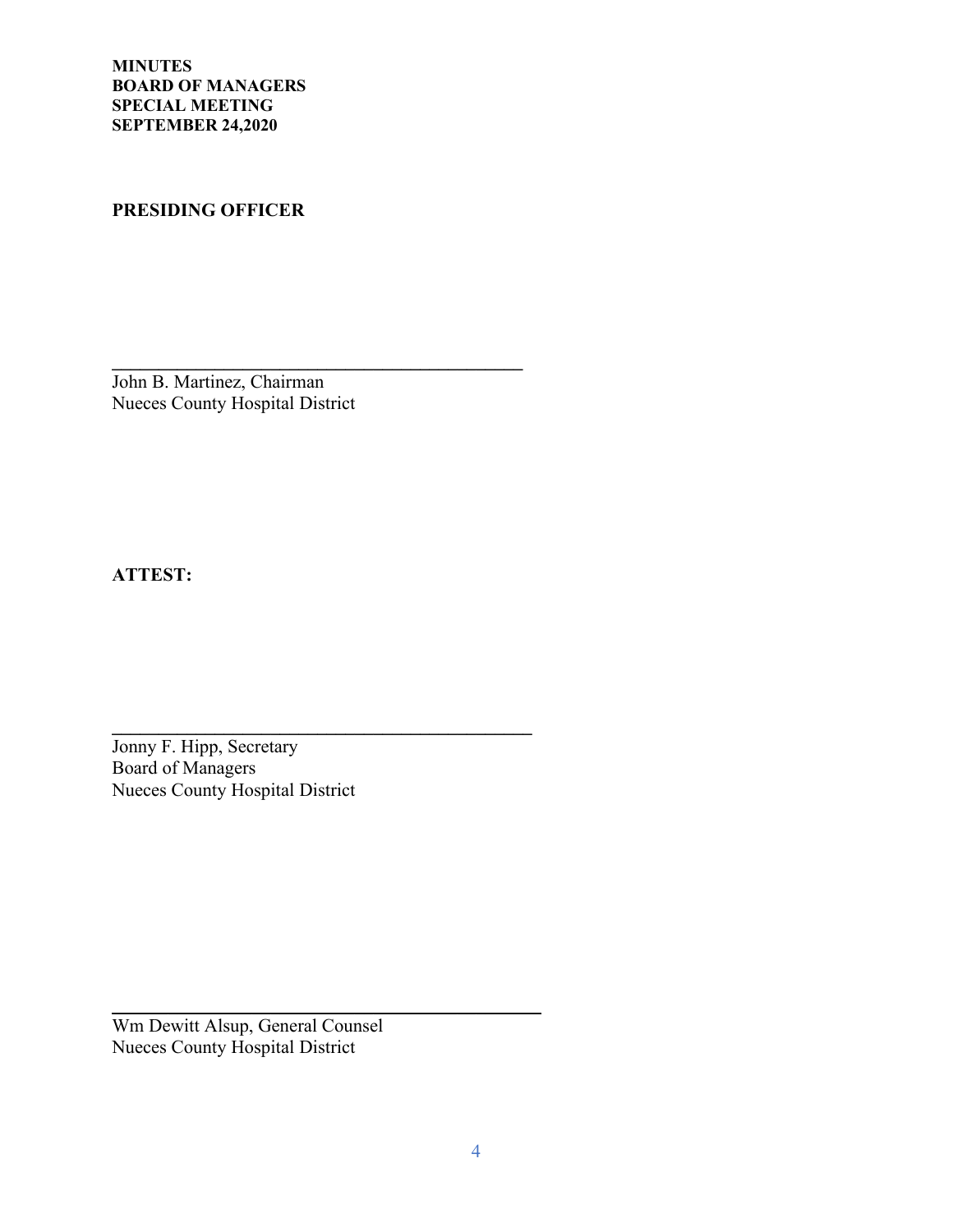**MINUTES**
**BOARD OF MANAGERS**
**SPECIAL MEETING**
**SEPTEMBER 24,2020**

**PRESIDING OFFICER**

\_\_\_\_\_\_\_\_\_\_\_\_\_\_\_\_\_\_\_\_\_\_\_\_\_\_\_\_\_\_\_\_\_\_\_\_\_\_\_\_\_\_\_\_
John B. Martinez, Chairman
Nueces County Hospital District

**ATTEST:**

\_\_\_\_\_\_\_\_\_\_\_\_\_\_\_\_\_\_\_\_\_\_\_\_\_\_\_\_\_\_\_\_\_\_\_\_\_\_\_\_\_\_\_\_
Jonny F. Hipp, Secretary
Board of Managers
Nueces County Hospital District

\_\_\_\_\_\_\_\_\_\_\_\_\_\_\_\_\_\_\_\_\_\_\_\_\_\_\_\_\_\_\_\_\_\_\_\_\_\_\_\_\_\_\_\_
Wm Dewitt Alsup, General Counsel
Nueces County Hospital District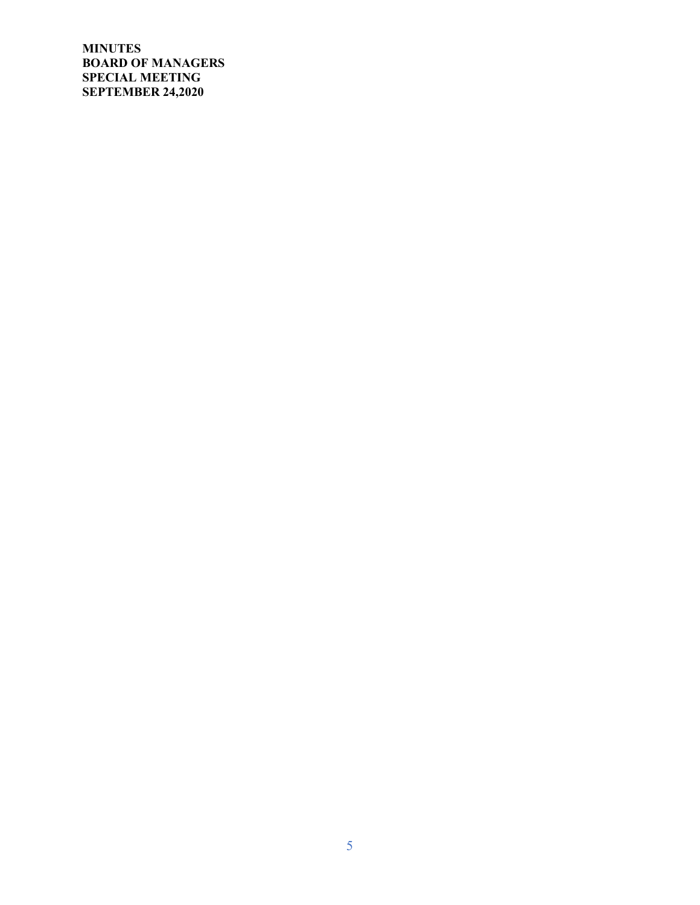**MINUTES**
**BOARD OF MANAGERS**
**SPECIAL MEETING**
**SEPTEMBER 24,2020**